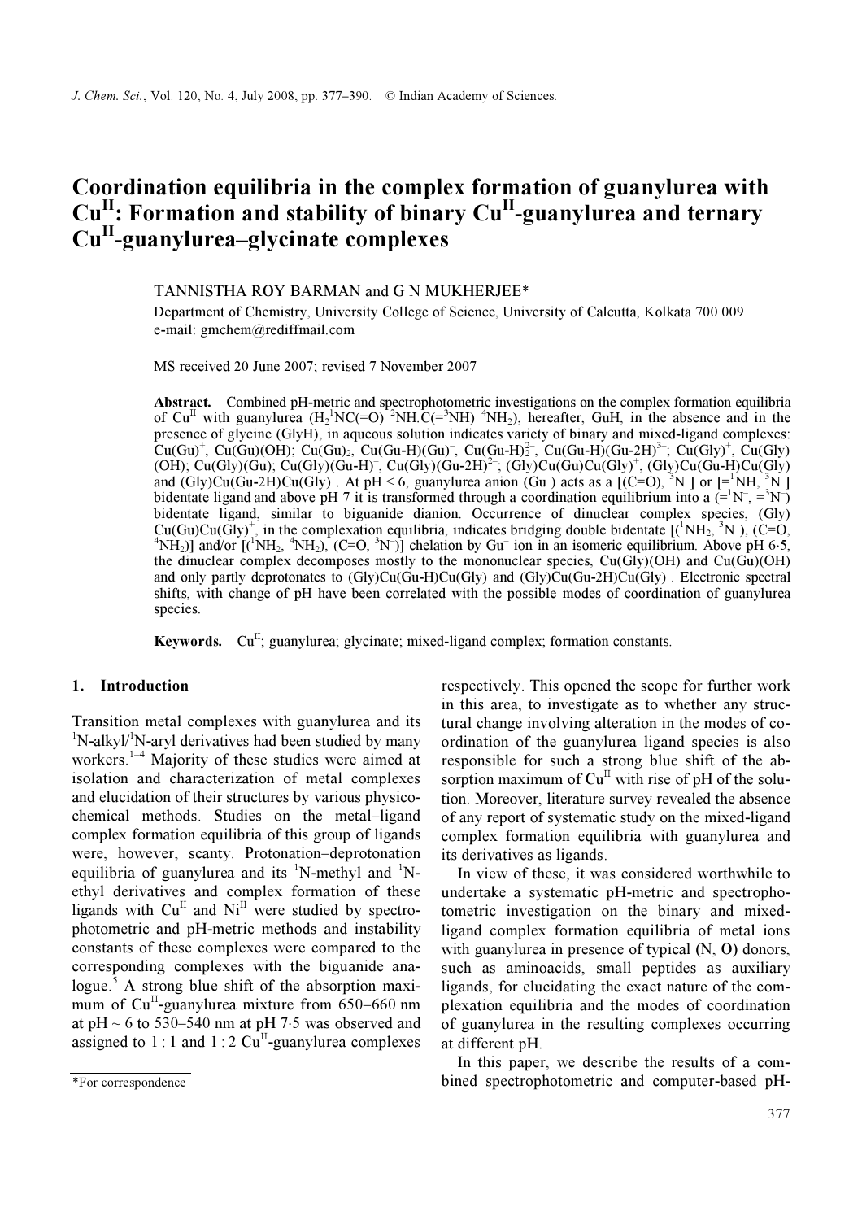# Coordination equilibria in the complex formation of guanylurea with $Cu^{II}$: Formation and stability of binary $Cu^{II}$-guanylurea and ternary $Cu^{II}$-guanylurea–glycinate complexes

TANNISTHA ROY BARMAN and G N MUKHERJEE*

Department of Chemistry, University College of Science, University of Calcutta, Kolkata 700 009
e-mail: gmchem@rediffmail.com

MS received 20 June 2007; revised 7 November 2007

**Abstract.** Combined pH-metric and spectrophotometric investigations on the complex formation equilibria of $Cu^{II}$ with guanylurea ($H_2{}^1NC(=O)\ {}^2NH.C(={}^3NH)\ {}^4NH_2$), hereafter, GuH, in the absence and in the presence of glycine (GlyH), in aqueous solution indicates variety of binary and mixed-ligand complexes: $Cu(Gu)^+$, $Cu(Gu)(OH)$; $Cu(Gu)_2$, $Cu(Gu\text{-}H)(Gu)^-$, $Cu(Gu\text{-}H)_2^{2-}$, $Cu(Gu\text{-}H)(Gu\text{-}2H)^{3-}$; $Cu(Gly)^+$, $Cu(Gly)(OH)$; $Cu(Gly)(Gu)$; $Cu(Gly)(Gu\text{-}H)^-$, $Cu(Gly)(Gu\text{-}2H)^{2-}$; $(Gly)Cu(Gu)Cu(Gly)^+$, $(Gly)Cu(Gu\text{-}H)Cu(Gly)$ and $(Gly)Cu(Gu\text{-}2H)Cu(Gly)^-$. At pH < 6, guanylurea anion ($Gu^-$) acts as a [(C=O), ${}^3N^-$] or [$={}^1NH$, ${}^3N^-$] bidentate ligand and above pH 7 it is transformed through a coordination equilibrium into a ($={}^1N^-$, $={}^3N^-$) bidentate ligand, similar to biguanide dianion. Occurrence of dinuclear complex species, $(Gly)Cu(Gu)Cu(Gly)^+$, in the complexation equilibria, indicates bridging double bidentate [(${}^1NH_2$, ${}^3N^-$), (C=O, ${}^4NH_2$)] and/or [(${}^1NH_2$, ${}^4NH_2$), (C=O, ${}^3N^-$)] chelation by $Gu^-$ ion in an isomeric equilibrium. Above pH 6·5, the dinuclear complex decomposes mostly to the mononuclear species, $Cu(Gly)(OH)$ and $Cu(Gu)(OH)$ and only partly deprotonates to $(Gly)Cu(Gu\text{-}H)Cu(Gly)$ and $(Gly)Cu(Gu\text{-}2H)Cu(Gly)^-$. Electronic spectral shifts, with change of pH have been correlated with the possible modes of coordination of guanylurea species.

**Keywords.** $Cu^{II}$; guanylurea; glycinate; mixed-ligand complex; formation constants.

## 1. Introduction

Transition metal complexes with guanylurea and its ${}^1$N-alkyl/${}^1$N-aryl derivatives had been studied by many workers.[1–4] Majority of these studies were aimed at isolation and characterization of metal complexes and elucidation of their structures by various physicochemical methods. Studies on the metal–ligand complex formation equilibria of this group of ligands were, however, scanty. Protonation–deprotonation equilibria of guanylurea and its ${}^1$N-methyl and ${}^1$N-ethyl derivatives and complex formation of these ligands with $Cu^{II}$ and $Ni^{II}$ were studied by spectrophotometric and pH-metric methods and instability constants of these complexes were compared to the corresponding complexes with the biguanide analogue.[5] A strong blue shift of the absorption maximum of $Cu^{II}$-guanylurea mixture from 650–660 nm at pH ~ 6 to 530–540 nm at pH 7·5 was observed and assigned to 1 : 1 and 1 : 2 $Cu^{II}$-guanylurea complexes respectively. This opened the scope for further work in this area, to investigate as to whether any structural change involving alteration in the modes of coordination of the guanylurea ligand species is also responsible for such a strong blue shift of the absorption maximum of $Cu^{II}$ with rise of pH of the solution. Moreover, literature survey revealed the absence of any report of systematic study on the mixed-ligand complex formation equilibria with guanylurea and its derivatives as ligands.

In view of these, it was considered worthwhile to undertake a systematic pH-metric and spectrophotometric investigation on the binary and mixed-ligand complex formation equilibria of metal ions with guanylurea in presence of typical (N, O) donors, such as aminoacids, small peptides as auxiliary ligands, for elucidating the exact nature of the complexation equilibria and the modes of coordination of guanylurea in the resulting complexes occurring at different pH.

In this paper, we describe the results of a combined spectrophotometric and computer-based pH-

*For correspondence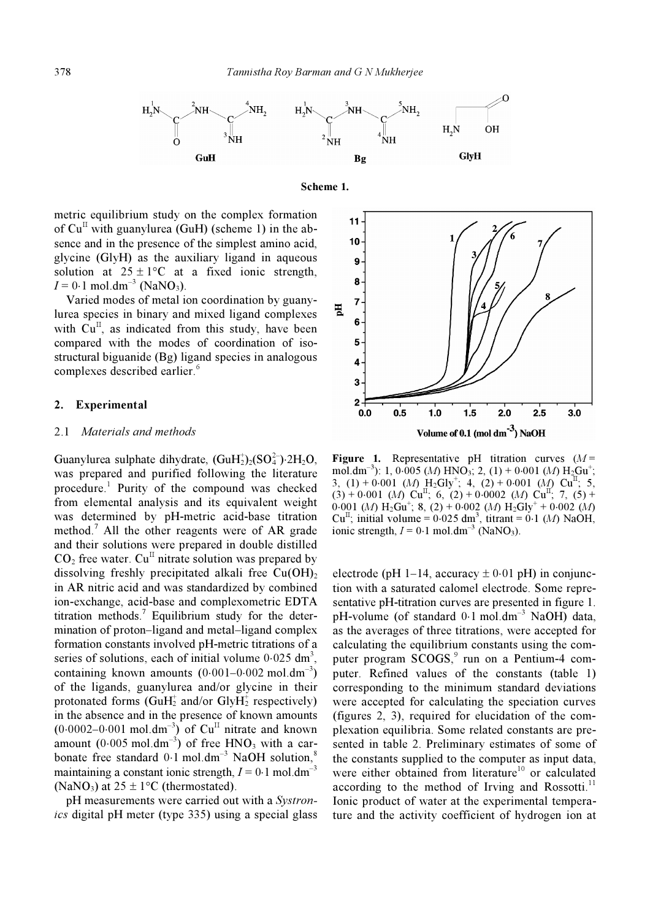**Scheme 1.**

metric equilibrium study on the complex formation of $Cu^{II}$ with guanylurea (GuH) (scheme 1) in the absence and in the presence of the simplest amino acid, glycine (GlyH) as the auxiliary ligand in aqueous solution at $25 \pm 1°C$ at a fixed ionic strength, $I = 0{\cdot}1$ mol.dm$^{-3}$ ($NaNO_3$).

Varied modes of metal ion coordination by guanylurea species in binary and mixed ligand complexes with $Cu^{II}$, as indicated from this study, have been compared with the modes of coordination of isostructural biguanide (Bg) ligand species in analogous complexes described earlier.[6]

## 2. Experimental

### 2.1 *Materials and methods*

Guanylurea sulphate dihydrate, $(GuH_2^+)_2(SO_4^{2-})\cdot 2H_2O$, was prepared and purified following the literature procedure.[1] Purity of the compound was checked from elemental analysis and its equivalent weight was determined by pH-metric acid-base titration method.[7] All the other reagents were of AR grade and their solutions were prepared in double distilled $CO_2$ free water. $Cu^{II}$ nitrate solution was prepared by dissolving freshly precipitated alkali free $Cu(OH)_2$ in AR nitric acid and was standardized by combined ion-exchange, acid-base and complexometric EDTA titration methods.[7] Equilibrium study for the determination of proton–ligand and metal–ligand complex formation constants involved pH-metric titrations of a series of solutions, each of initial volume $0{\cdot}025$ dm$^3$, containing known amounts ($0{\cdot}001$–$0{\cdot}002$ mol.dm$^{-3}$) of the ligands, guanylurea and/or glycine in their protonated forms ($GuH_2^+$ and/or $GlyH_2^+$ respectively) in the absence and in the presence of known amounts ($0{\cdot}0002$–$0{\cdot}001$ mol.dm$^{-3}$) of $Cu^{II}$ nitrate and known amount ($0{\cdot}005$ mol.dm$^{-3}$) of free $HNO_3$ with a carbonate free standard $0{\cdot}1$ mol.dm$^{-3}$ NaOH solution,[8] maintaining a constant ionic strength, $I = 0{\cdot}1$ mol.dm$^{-3}$ ($NaNO_3$) at $25 \pm 1°C$ (thermostated).

pH measurements were carried out with a *Systronics* digital pH meter (type 335) using a special glass electrode (pH 1–14, accuracy $\pm 0{\cdot}01$ pH) in conjunction with a saturated calomel electrode. Some representative pH-titration curves are presented in figure 1. pH-volume (of standard $0{\cdot}1$ mol.dm$^{-3}$ NaOH) data, as the averages of three titrations, were accepted for calculating the equilibrium constants using the computer program SCOGS,[9] run on a Pentium-4 computer. Refined values of the constants (table 1) corresponding to the minimum standard deviations were accepted for calculating the speciation curves (figures 2, 3), required for elucidation of the complexation equilibria. Some related constants are presented in table 2. Preliminary estimates of some of the constants supplied to the computer as input data, were either obtained from literature[10] or calculated according to the method of Irving and Rossotti.[11] Ionic product of water at the experimental temperature and the activity coefficient of hydrogen ion at

**Figure 1.** Representative pH titration curves ($M$ = mol.dm$^{-3}$): 1, $0{\cdot}005$ ($M$) $HNO_3$; 2, (1) + $0{\cdot}001$ ($M$) $H_2Gu^+$; 3, (1) + $0{\cdot}001$ ($M$) $H_2Gly^+$; 4, (2) + $0{\cdot}001$ ($M$) $Cu^{II}$; 5, (3) + $0{\cdot}001$ ($M$) $Cu^{II}$; 6, (2) + $0{\cdot}0002$ ($M$) $Cu^{II}$; 7, (5) + $0{\cdot}001$ ($M$) $H_2Gu^+$; 8, (2) + $0{\cdot}002$ ($M$) $H_2Gly^+$ + $0{\cdot}002$ ($M$) $Cu^{II}$; initial volume = $0{\cdot}025$ dm$^3$, titrant = $0{\cdot}1$ ($M$) NaOH, ionic strength, $I = 0{\cdot}1$ mol.dm$^{-3}$ ($NaNO_3$).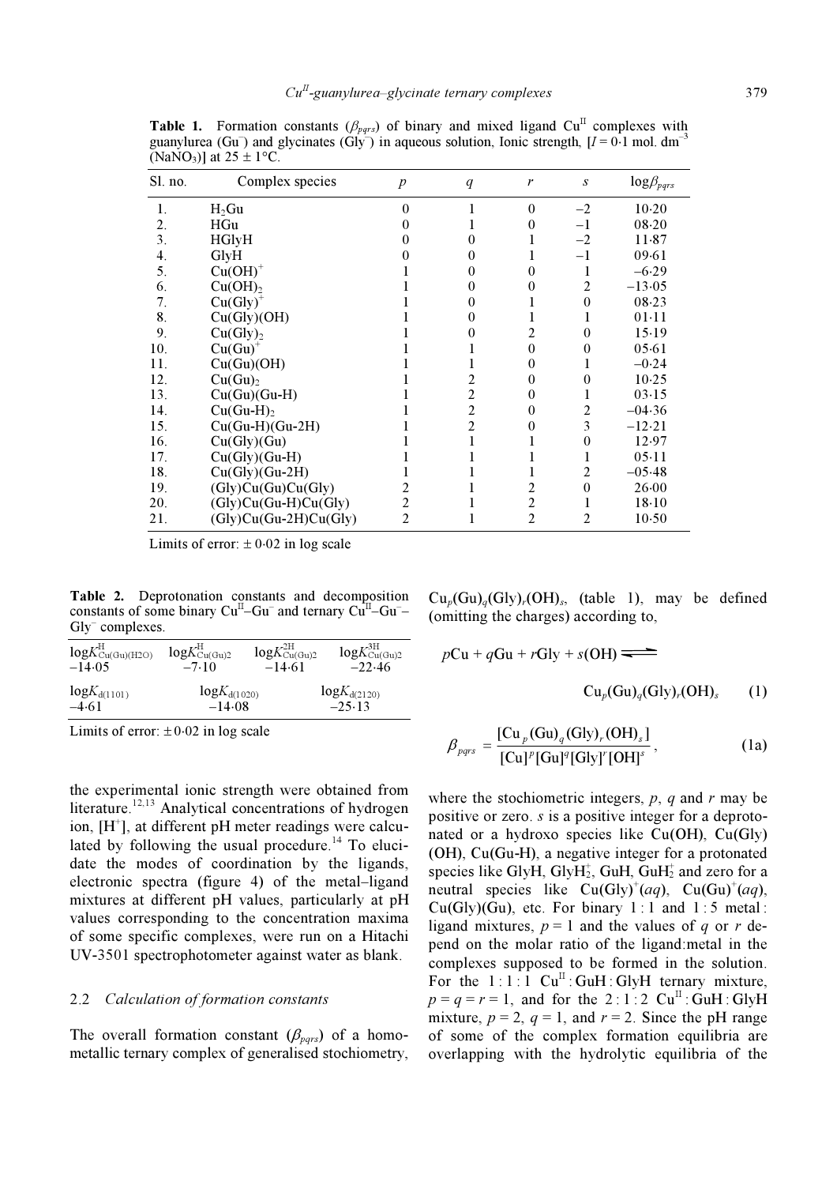**Table 1.** Formation constants ($\beta_{pqrs}$) of binary and mixed ligand $Cu^{II}$ complexes with guanylurea ($Gu^-$) and glycinates ($Gly^-$) in aqueous solution, Ionic strength, [$I = 0{\cdot}1$ mol. $dm^{-3}$ ($NaNO_3$)] at 25 ± 1°C.

| Sl. no. | Complex species | $p$ | $q$ | $r$ | $s$ | $\log\beta_{pqrs}$ |
|---|---|---|---|---|---|---|
| 1. | $H_2Gu$ | 0 | 1 | 0 | –2 | 10·20 |
| 2. | HGu | 0 | 1 | 0 | –1 | 08·20 |
| 3. | HGlyH | 0 | 0 | 1 | –2 | 11·87 |
| 4. | GlyH | 0 | 0 | 1 | –1 | 09·61 |
| 5. | $Cu(OH)^+$ | 1 | 0 | 0 | 1 | –6·29 |
| 6. | $Cu(OH)_2$ | 1 | 0 | 0 | 2 | –13·05 |
| 7. | $Cu(Gly)^+$ | 1 | 0 | 1 | 0 | 08·23 |
| 8. | Cu(Gly)(OH) | 1 | 0 | 1 | 1 | 01·11 |
| 9. | $Cu(Gly)_2$ | 1 | 0 | 2 | 0 | 15·19 |
| 10. | $Cu(Gu)^+$ | 1 | 1 | 0 | 0 | 05·61 |
| 11. | Cu(Gu)(OH) | 1 | 1 | 0 | 1 | –0·24 |
| 12. | $Cu(Gu)_2$ | 1 | 2 | 0 | 0 | 10·25 |
| 13. | Cu(Gu)(Gu-H) | 1 | 2 | 0 | 1 | 03·15 |
| 14. | $Cu(Gu\text{-}H)_2$ | 1 | 2 | 0 | 2 | –04·36 |
| 15. | Cu(Gu-H)(Gu-2H) | 1 | 2 | 0 | 3 | –12·21 |
| 16. | Cu(Gly)(Gu) | 1 | 1 | 1 | 0 | 12·97 |
| 17. | Cu(Gly)(Gu-H) | 1 | 1 | 1 | 1 | 05·11 |
| 18. | Cu(Gly)(Gu-2H) | 1 | 1 | 1 | 2 | –05·48 |
| 19. | (Gly)Cu(Gu)Cu(Gly) | 2 | 1 | 2 | 0 | 26·00 |
| 20. | (Gly)Cu(Gu-H)Cu(Gly) | 2 | 1 | 2 | 1 | 18·10 |
| 21. | (Gly)Cu(Gu-2H)Cu(Gly) | 2 | 1 | 2 | 2 | 10·50 |

Limits of error: ± 0·02 in log scale

**Table 2.** Deprotonation constants and decomposition constants of some binary $Cu^{II}$–$Gu^-$ and ternary $Cu^{II}$–$Gu^-$–$Gly^-$ complexes.

| $\log K^{H}_{Cu(Gu)(H2O)}$ | $\log K^{H}_{Cu(Gu)2}$ | $\log K^{2H}_{Cu(Gu)2}$ | $\log K^{3H}_{Cu(Gu)2}$ |
|---|---|---|---|
| –14·05 | –7·10 | –14·61 | –22·46 |
| $\log K_{d(1101)}$ | $\log K_{d(1020)}$ | $\log K_{d(2120)}$ | |
| –4·61 | –14·08 | –25·13 | |

Limits of error: ± 0·02 in log scale

the experimental ionic strength were obtained from literature.[12,13] Analytical concentrations of hydrogen ion, [$H^+$], at different pH meter readings were calculated by following the usual procedure.[14] To elucidate the modes of coordination by the ligands, electronic spectra (figure 4) of the metal–ligand mixtures at different pH values, particularly at pH values corresponding to the concentration maxima of some specific complexes, were run on a Hitachi UV-3501 spectrophotometer against water as blank.

### 2.2 *Calculation of formation constants*

The overall formation constant ($\beta_{pqrs}$) of a homometallic ternary complex of generalised stochiometry, $Cu_p(Gu)_q(Gly)_r(OH)_s$, (table 1), may be defined (omitting the charges) according to,

$$p\text{Cu} + q\text{Gu} + r\text{Gly} + s(\text{OH}) \rightleftharpoons \text{Cu}_p(\text{Gu})_q(\text{Gly})_r(\text{OH})_s \quad (1)$$

$$\beta_{pqrs} = \frac{[\text{Cu}_p(\text{Gu})_q(\text{Gly})_r(\text{OH})_s]}{[\text{Cu}]^p[\text{Gu}]^q[\text{Gly}]^r[\text{OH}]^s}, \quad (1a)$$

where the stochiometric integers, $p$, $q$ and $r$ may be positive or zero. $s$ is a positive integer for a deprotonated or a hydroxo species like Cu(OH), Cu(Gly)(OH), Cu(Gu-H), a negative integer for a protonated species like GlyH, $GlyH_2^+$, GuH, $GuH_2^+$ and zero for a neutral species like $Cu(Gly)^+(aq)$, $Cu(Gu)^+(aq)$, Cu(Gly)(Gu), etc. For binary 1 : 1 and 1 : 5 metal : ligand mixtures, $p = 1$ and the values of $q$ or $r$ depend on the molar ratio of the ligand:metal in the complexes supposed to be formed in the solution. For the 1 : 1 : 1 $Cu^{II}$ : GuH : GlyH ternary mixture, $p = q = r = 1$, and for the 2 : 1 : 2 $Cu^{II}$ : GuH : GlyH mixture, $p = 2$, $q = 1$, and $r = 2$. Since the pH range of some of the complex formation equilibria are overlapping with the hydrolytic equilibria of the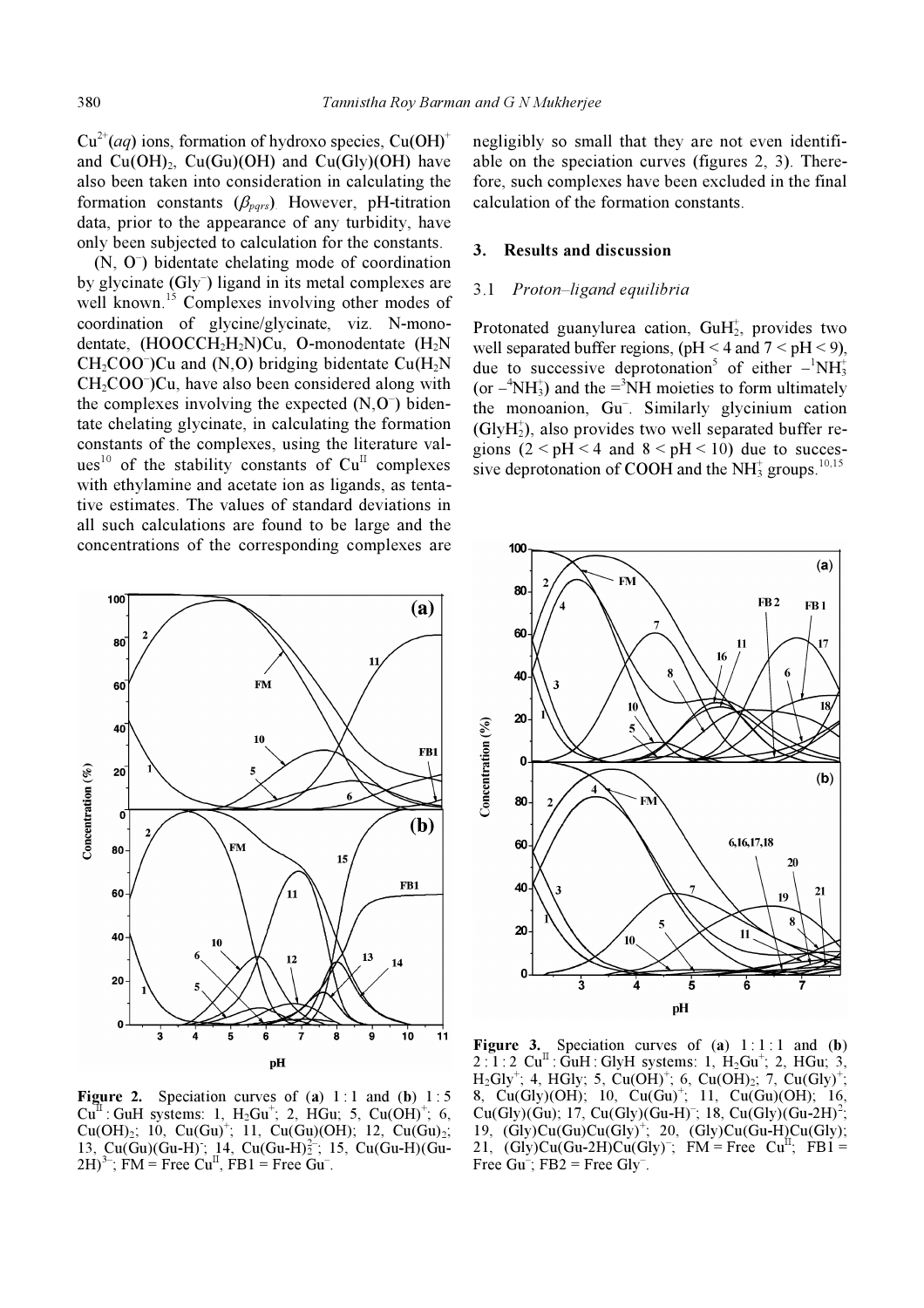$Cu^{2+}(aq)$ ions, formation of hydroxo species, $Cu(OH)^+$ and $Cu(OH)_2$, Cu(Gu)(OH) and Cu(Gly)(OH) have also been taken into consideration in calculating the formation constants ($\beta_{pqrs}$). However, pH-titration data, prior to the appearance of any turbidity, have only been subjected to calculation for the constants.

($N, O^-$) bidentate chelating mode of coordination by glycinate ($Gly^-$) ligand in its metal complexes are well known.[15] Complexes involving other modes of coordination of glycine/glycinate, viz. N-monodentate, $(HOOCCH_2H_2N)Cu$, O-monodentate ($H_2NCH_2COO^-$)Cu and (N,O) bridging bidentate $Cu(H_2NCH_2COO^-)Cu$, have also been considered along with the complexes involving the expected ($N,O^-$) bidentate chelating glycinate, in calculating the formation constants of the complexes, using the literature values[10] of the stability constants of $Cu^{II}$ complexes with ethylamine and acetate ion as ligands, as tentative estimates. The values of standard deviations in all such calculations are found to be large and the concentrations of the corresponding complexes are negligibly so small that they are not even identifiable on the speciation curves (figures 2, 3). Therefore, such complexes have been excluded in the final calculation of the formation constants.

**Figure 2.** Speciation curves of (**a**) 1 : 1 and (**b**) 1 : 5 $Cu^{II}$ : GuH systems: 1, $H_2Gu^+$; 2, HGu; 5, $Cu(OH)^+$; 6, $Cu(OH)_2$; 10, $Cu(Gu)^+$; 11, Cu(Gu)(OH); 12, $Cu(Gu)_2$; 13, $Cu(Gu)(Gu\text{-}H)^-$; 14, $Cu(Gu\text{-}H)_2^{2-}$; 15, $Cu(Gu\text{-}H)(Gu\text{-}2H)^{3-}$; FM = Free $Cu^{II}$, FB1 = Free $Gu^-$.

## 3. Results and discussion

### 3.1 *Proton–ligand equilibria*

Protonated guanylurea cation, $GuH_2^+$, provides two well separated buffer regions, (pH < 4 and 7 < pH < 9), due to successive deprotonation[5] of either $-^1NH_3^+$ (or $-^4NH_3^+$) and the $=^3NH$ moieties to form ultimately the monoanion, $Gu^-$. Similarly glycinium cation ($GlyH_2^+$), also provides two well separated buffer regions (2 < pH < 4 and 8 < pH < 10) due to successive deprotonation of COOH and the $NH_3^+$ groups.[10,15]

**Figure 3.** Speciation curves of (**a**) 1 : 1 : 1 and (**b**) 2 : 1 : 2 $Cu^{II}$ : GuH : GlyH systems: 1, $H_2Gu^+$; 2, HGu; 3, $H_2Gly^+$; 4, HGly; 5, $Cu(OH)^+$; 6, $Cu(OH)_2$; 7, $Cu(Gly)^+$; 8, Cu(Gly)(OH); 10, $Cu(Gu)^+$; 11, Cu(Gu)(OH); 16, Cu(Gly)(Gu); 17, $Cu(Gly)(Gu\text{-}H)^-$; 18, $Cu(Gly)(Gu\text{-}2H)^{2-}$; 19, $(Gly)Cu(Gu)Cu(Gly)^+$; 20, (Gly)Cu(Gu-H)Cu(Gly); 21, $(Gly)Cu(Gu\text{-}2H)Cu(Gly)^-$; FM = Free $Cu^{II}$; FB1 = Free $Gu^-$; FB2 = Free $Gly^-$.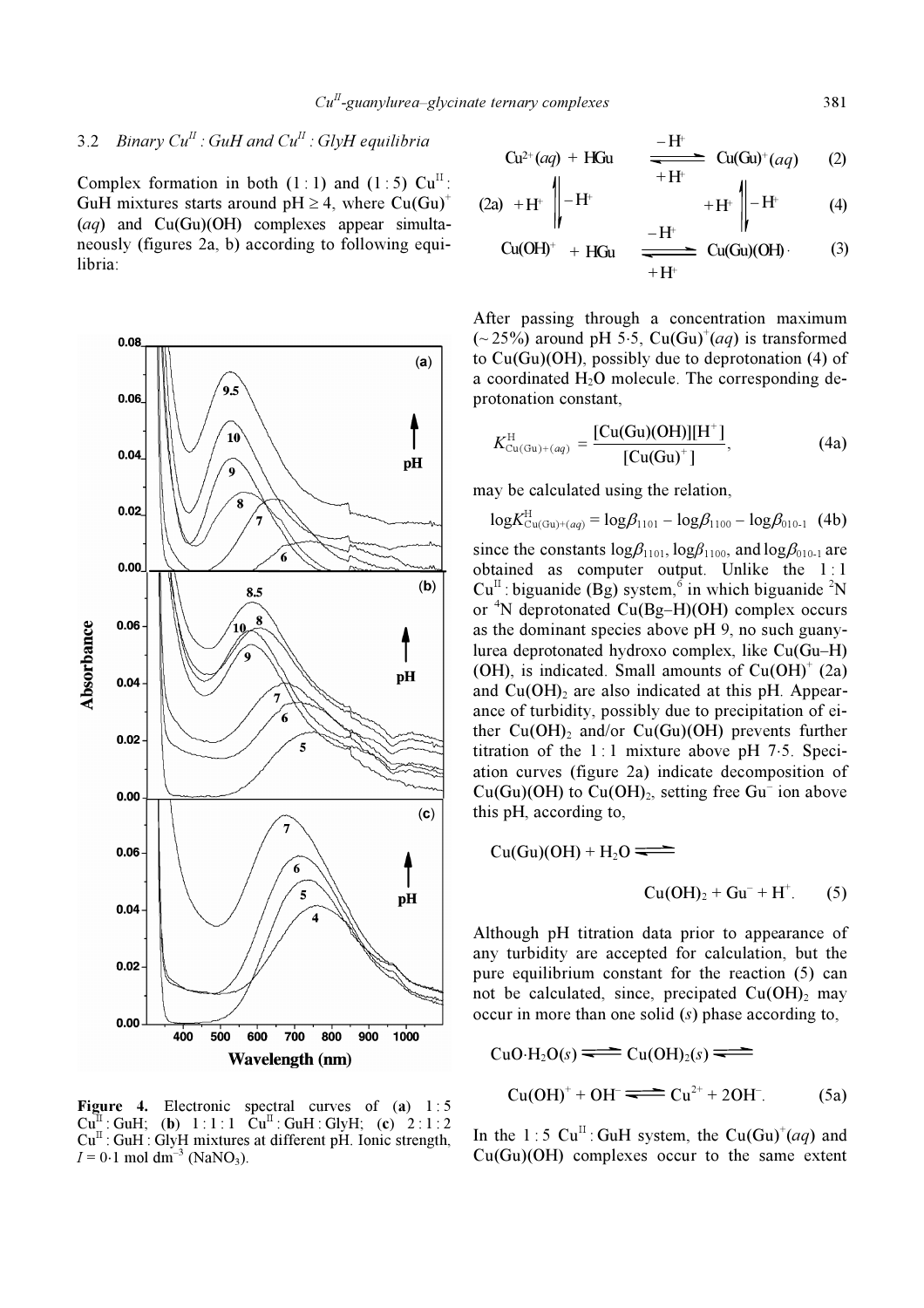### 3.2 Binary $Cu^{II}$ : GuH and $Cu^{II}$ : GlyH equilibria

Complex formation in both (1 : 1) and (1 : 5) $Cu^{II}$ : GuH mixtures starts around pH ≥ 4, where $Cu(Gu)^+$ (*aq*) and Cu(Gu)(OH) complexes appear simultaneously (figures 2a, b) according to following equilibria:

$$
\begin{array}{ccc}
Cu^{2+}(aq) + HGu & \underset{+H^+}{\overset{-H^+}{\rightleftharpoons}} & Cu(Gu)^+(aq) \quad (2) \\
(2a)\ {+H^+}\Big\Updownarrow{-H^+} & & {+H^+}\Big\Updownarrow{-H^+}\ (4) \\
Cu(OH)^+ + HGu & \underset{+H^+}{\overset{-H^+}{\rightleftharpoons}} & Cu(Gu)(OH). \quad (3)
\end{array}
$$

Figure 4. Electronic spectral curves of (a) 1 : 5 $Cu^{II}$ : GuH; (b) 1 : 1 : 1 $Cu^{II}$ : GuH : GlyH; (c) 2 : 1 : 2 $Cu^{II}$ : GuH : GlyH mixtures at different pH. Ionic strength, $I = 0{\cdot}1$ mol $dm^{-3}$ ($NaNO_3$).

After passing through a concentration maximum (~ 25%) around pH 5·5, $Cu(Gu)^+(aq)$ is transformed to Cu(Gu)(OH), possibly due to deprotonation (4) of a coordinated $H_2O$ molecule. The corresponding deprotonation constant,

$$K^{H}_{Cu(Gu)+(aq)} = \frac{[Cu(Gu)(OH)][H^+]}{[Cu(Gu)^+]}, \tag{4a}$$

may be calculated using the relation,

$$\log K^{H}_{Cu(Gu)+(aq)} = \log\beta_{1101} - \log\beta_{1100} - \log\beta_{010\text{-}1} \tag{4b}$$

since the constants $\log\beta_{1101}$, $\log\beta_{1100}$, and $\log\beta_{010\text{-}1}$ are obtained as computer output. Unlike the 1 : 1 $Cu^{II}$ : biguanide (Bg) system,[6] in which biguanide $^2N$ or $^4N$ deprotonated Cu(Bg–H)(OH) complex occurs as the dominant species above pH 9, no such guanylurea deprotonated hydroxo complex, like Cu(Gu–H)(OH), is indicated. Small amounts of $Cu(OH)^+$ (2a) and $Cu(OH)_2$ are also indicated at this pH. Appearance of turbidity, possibly due to precipitation of either $Cu(OH)_2$ and/or Cu(Gu)(OH) prevents further titration of the 1 : 1 mixture above pH 7·5. Speciation curves (figure 2a) indicate decomposition of Cu(Gu)(OH) to $Cu(OH)_2$, setting free $Gu^-$ ion above this pH, according to,

$$Cu(Gu)(OH) + H_2O \rightleftharpoons Cu(OH)_2 + Gu^- + H^+. \tag{5}$$

Although pH titration data prior to appearance of any turbidity are accepted for calculation, but the pure equilibrium constant for the reaction (5) can not be calculated, since, precipitated $Cu(OH)_2$ may occur in more than one solid (*s*) phase according to,

$$CuO{\cdot}H_2O(s) \rightleftharpoons Cu(OH)_2(s) \rightleftharpoons Cu(OH)^+ + OH^- \rightleftharpoons Cu^{2+} + 2OH^-. \tag{5a}$$

In the 1 : 5 $Cu^{II}$ : GuH system, the $Cu(Gu)^+(aq)$ and Cu(Gu)(OH) complexes occur to the same extent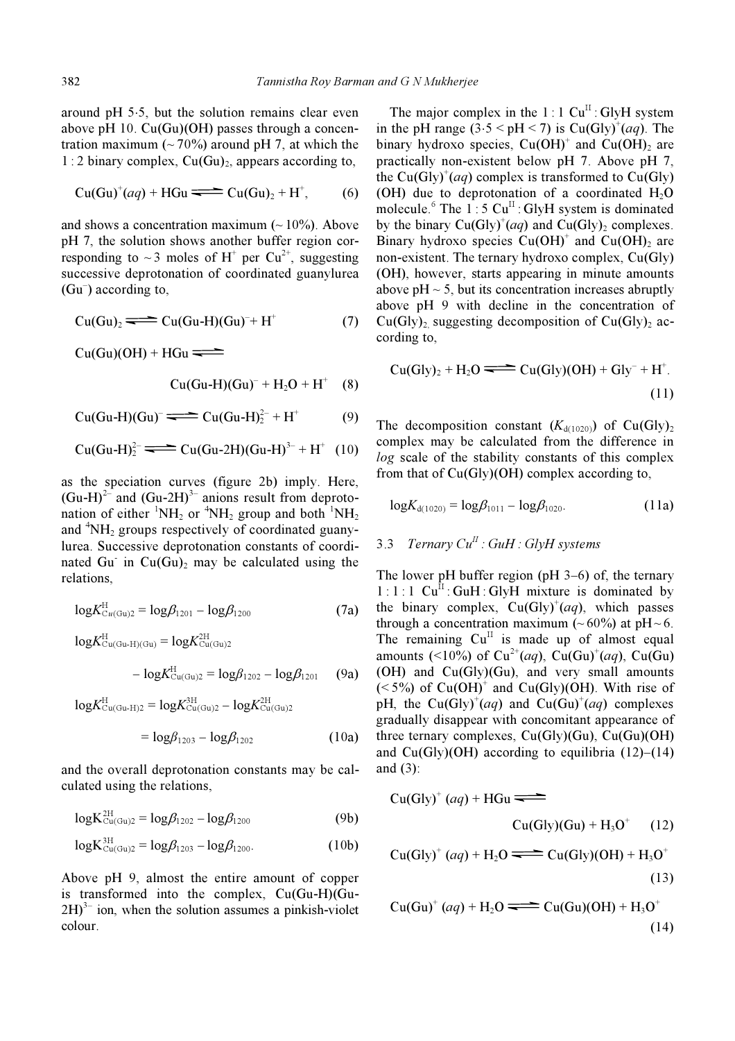around pH 5·5, but the solution remains clear even above pH 10. Cu(Gu)(OH) passes through a concentration maximum (~ 70%) around pH 7, at which the 1 : 2 binary complex, $Cu(Gu)_2$, appears according to,

$$Cu(Gu)^{+}(aq) + HGu \rightleftharpoons Cu(Gu)_2 + H^{+}, \quad (6)$$

and shows a concentration maximum (~ 10%). Above pH 7, the solution shows another buffer region corresponding to ~ 3 moles of $H^+$ per $Cu^{2+}$, suggesting successive deprotonation of coordinated guanylurea ($Gu^-$) according to,

$$Cu(Gu)_2 \rightleftharpoons Cu(Gu\text{-}H)(Gu)^{-} + H^{+} \quad (7)$$

$$Cu(Gu)(OH) + HGu \rightleftharpoons Cu(Gu\text{-}H)(Gu)^{-} + H_2O + H^{+} \quad (8)$$

$$Cu(Gu\text{-}H)(Gu)^{-} \rightleftharpoons Cu(Gu\text{-}H)_2^{2-} + H^{+} \quad (9)$$

$$Cu(Gu\text{-}H)_2^{2-} \rightleftharpoons Cu(Gu\text{-}2H)(Gu\text{-}H)^{3-} + H^{+} \quad (10)$$

as the speciation curves (figure 2b) imply. Here, $(Gu\text{-}H)^{2-}$ and $(Gu\text{-}2H)^{3-}$ anions result from deprotonation of either $^1NH_2$ or $^4NH_2$ group and both $^1NH_2$ and $^4NH_2$ groups respectively of coordinated guanylurea. Successive deprotonation constants of coordinated $Gu^-$ in $Cu(Gu)_2$ may be calculated using the relations,

$$\log K^{H}_{Cu(Gu)2} = \log\beta_{1201} - \log\beta_{1200} \quad (7a)$$

$$\log K^{H}_{Cu(Gu\text{-}H)(Gu)} = \log K^{2H}_{Cu(Gu)2} - \log K^{H}_{Cu(Gu)2} = \log\beta_{1202} - \log\beta_{1201} \quad (9a)$$

$$\log K^{H}_{Cu(Gu\text{-}H)2} = \log K^{3H}_{Cu(Gu)2} - \log K^{2H}_{Cu(Gu)2} = \log\beta_{1203} - \log\beta_{1202} \quad (10a)$$

and the overall deprotonation constants may be calculated using the relations,

$$\log K^{2H}_{Cu(Gu)2} = \log\beta_{1202} - \log\beta_{1200} \quad (9b)$$

$$\log K^{3H}_{Cu(Gu)2} = \log\beta_{1203} - \log\beta_{1200}. \quad (10b)$$

Above pH 9, almost the entire amount of copper is transformed into the complex, $Cu(Gu\text{-}H)(Gu\text{-}2H)^{3-}$ ion, when the solution assumes a pinkish-violet colour.

The major complex in the 1 : 1 $Cu^{II}$ : GlyH system in the pH range (3·5 < pH < 7) is $Cu(Gly)^{+}(aq)$. The binary hydroxo species, $Cu(OH)^+$ and $Cu(OH)_2$ are practically non-existent below pH 7. Above pH 7, the $Cu(Gly)^{+}(aq)$ complex is transformed to Cu(Gly)(OH) due to deprotonation of a coordinated $H_2O$ molecule.[6] The 1 : 5 $Cu^{II}$ : GlyH system is dominated by the binary $Cu(Gly)^{+}(aq)$ and $Cu(Gly)_2$ complexes. Binary hydroxo species $Cu(OH)^+$ and $Cu(OH)_2$ are non-existent. The ternary hydroxo complex, Cu(Gly)(OH), however, starts appearing in minute amounts above pH ~ 5, but its concentration increases abruptly above pH 9 with decline in the concentration of $Cu(Gly)_2$, suggesting decomposition of $Cu(Gly)_2$ according to,

$$Cu(Gly)_2 + H_2O \rightleftharpoons Cu(Gly)(OH) + Gly^{-} + H^{+}. \quad (11)$$

The decomposition constant ($K_{d(1020)}$) of $Cu(Gly)_2$ complex may be calculated from the difference in *log* scale of the stability constants of this complex from that of Cu(Gly)(OH) complex according to,

$$\log K_{d(1020)} = \log\beta_{1011} - \log\beta_{1020}. \quad (11a)$$

### 3.3 *Ternary $Cu^{II}$ : GuH : GlyH systems*

The lower pH buffer region (pH 3–6) of, the ternary 1 : 1 : 1 $Cu^{II}$ : GuH : GlyH mixture is dominated by the binary complex, $Cu(Gly)^{+}(aq)$, which passes through a concentration maximum (~ 60%) at pH ~ 6. The remaining $Cu^{II}$ is made up of almost equal amounts (<10%) of $Cu^{2+}(aq)$, $Cu(Gu)^{+}(aq)$, Cu(Gu)(OH) and Cu(Gly)(Gu), and very small amounts (< 5%) of $Cu(OH)^+$ and Cu(Gly)(OH). With rise of pH, the $Cu(Gly)^{+}(aq)$ and $Cu(Gu)^{+}(aq)$ complexes gradually disappear with concomitant appearance of three ternary complexes, Cu(Gly)(Gu), Cu(Gu)(OH) and Cu(Gly)(OH) according to equilibria (12)–(14) and (3):

$$Cu(Gly)^{+}(aq) + HGu \rightleftharpoons Cu(Gly)(Gu) + H_3O^{+} \quad (12)$$

$$Cu(Gly)^{+}(aq) + H_2O \rightleftharpoons Cu(Gly)(OH) + H_3O^{+} \quad (13)$$

$$Cu(Gu)^{+}(aq) + H_2O \rightleftharpoons Cu(Gu)(OH) + H_3O^{+} \quad (14)$$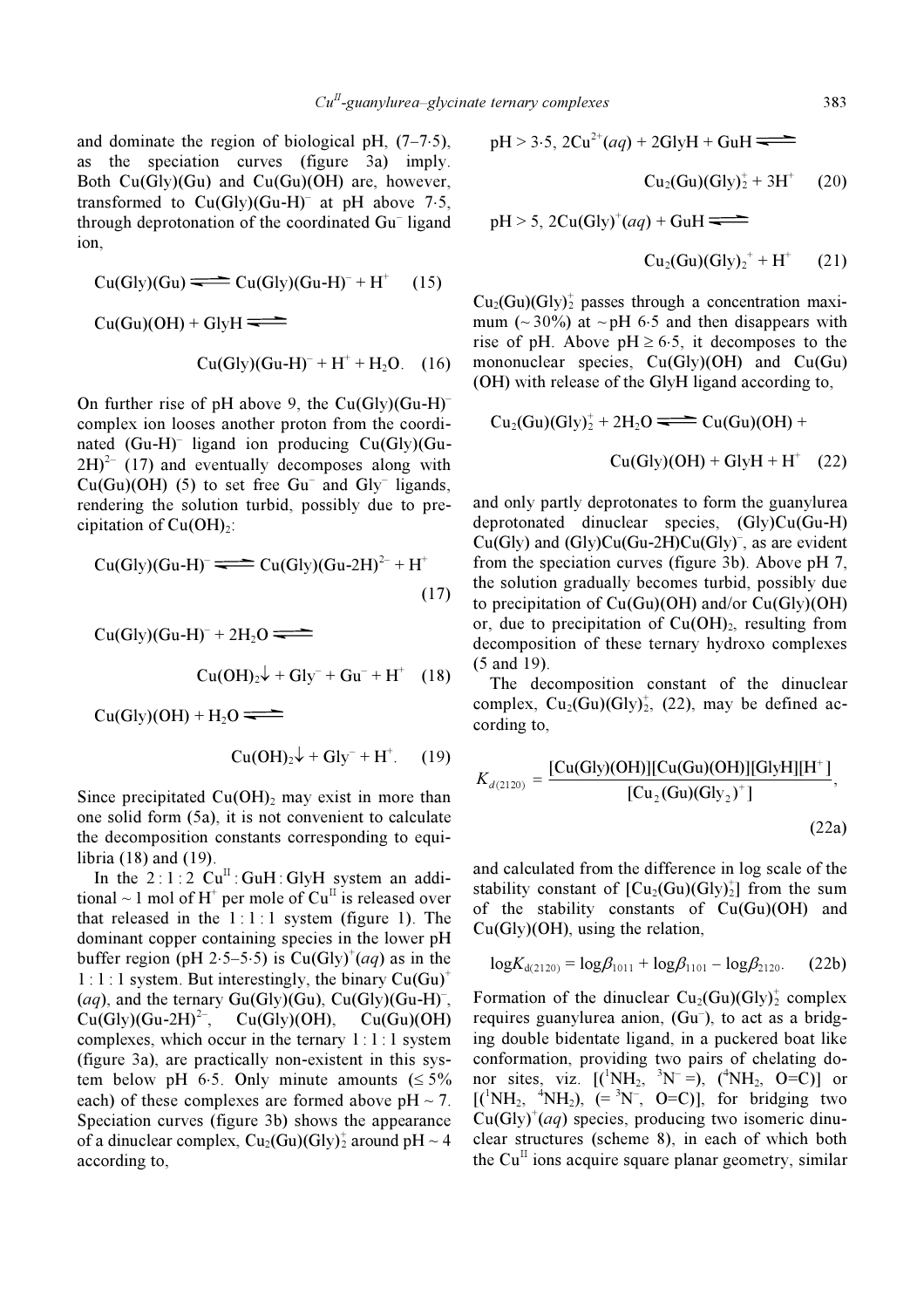and dominate the region of biological pH, (7–7·5), as the speciation curves (figure 3a) imply. Both Cu(Gly)(Gu) and Cu(Gu)(OH) are, however, transformed to $Cu(Gly)(Gu\text{-}H)^-$ at pH above 7·5, through deprotonation of the coordinated $Gu^-$ ligand ion,

$$Cu(Gly)(Gu) \rightleftharpoons Cu(Gly)(Gu\text{-}H)^- + H^+ \quad (15)$$

$$Cu(Gu)(OH) + GlyH \rightleftharpoons Cu(Gly)(Gu\text{-}H)^- + H^+ + H_2O. \quad (16)$$

On further rise of pH above 9, the $Cu(Gly)(Gu\text{-}H)^-$ complex ion looses another proton from the coordinated $(Gu\text{-}H)^-$ ligand ion producing $Cu(Gly)(Gu\text{-}2H)^{2-}$ (17) and eventually decomposes along with Cu(Gu)(OH) (5) to set free $Gu^-$ and $Gly^-$ ligands, rendering the solution turbid, possibly due to precipitation of $Cu(OH)_2$:

$$Cu(Gly)(Gu\text{-}H)^- \rightleftharpoons Cu(Gly)(Gu\text{-}2H)^{2-} + H^+ \quad (17)$$

$$Cu(Gly)(Gu\text{-}H)^- + 2H_2O \rightleftharpoons Cu(OH)_2\downarrow + Gly^- + Gu^- + H^+ \quad (18)$$

$$Cu(Gly)(OH) + H_2O \rightleftharpoons Cu(OH)_2\downarrow + Gly^- + H^+. \quad (19)$$

Since precipitated $Cu(OH)_2$ may exist in more than one solid form (5a), it is not convenient to calculate the decomposition constants corresponding to equilibria (18) and (19).

In the 2 : 1 : 2 $Cu^{II}$ : GuH : GlyH system an additional ~ 1 mol of $H^+$ per mole of $Cu^{II}$ is released over that released in the 1 : 1 : 1 system (figure 1). The dominant copper containing species in the lower pH buffer region (pH 2·5–5·5) is $Cu(Gly)^+(aq)$ as in the 1 : 1 : 1 system. But interestingly, the binary $Cu(Gu)^+(aq)$, and the ternary Gu(Gly)(Gu), $Cu(Gly)(Gu\text{-}H)^-$, $Cu(Gly)(Gu\text{-}2H)^{2-}$, Cu(Gly)(OH), Cu(Gu)(OH) complexes, which occur in the ternary 1 : 1 : 1 system (figure 3a), are practically non-existent in this system below pH 6·5. Only minute amounts (≤ 5% each) of these complexes are formed above pH ~ 7. Speciation curves (figure 3b) shows the appearance of a dinuclear complex, $Cu_2(Gu)(Gly)_2^+$ around pH ~ 4 according to,

$$\text{pH} > 3{\cdot}5,\ 2Cu^{2+}(aq) + 2GlyH + GuH \rightleftharpoons Cu_2(Gu)(Gly)_2^+ + 3H^+ \quad (20)$$

$$\text{pH} > 5,\ 2Cu(Gly)^+(aq) + GuH \rightleftharpoons Cu_2(Gu)(Gly)_2^+ + H^+ \quad (21)$$

$Cu_2(Gu)(Gly)_2^+$ passes through a concentration maximum (~ 30%) at ~ pH 6·5 and then disappears with rise of pH. Above pH ≥ 6·5, it decomposes to the mononuclear species, Cu(Gly)(OH) and Cu(Gu)(OH) with release of the GlyH ligand according to,

$$Cu_2(Gu)(Gly)_2^+ + 2H_2O \rightleftharpoons Cu(Gu)(OH) + Cu(Gly)(OH) + GlyH + H^+ \quad (22)$$

and only partly deprotonates to form the guanylurea deprotonated dinuclear species, (Gly)Cu(Gu-H)Cu(Gly) and $(Gly)Cu(Gu\text{-}2H)Cu(Gly)^-$, as are evident from the speciation curves (figure 3b). Above pH 7, the solution gradually becomes turbid, possibly due to precipitation of Cu(Gu)(OH) and/or Cu(Gly)(OH) or, due to precipitation of $Cu(OH)_2$, resulting from decomposition of these ternary hydroxo complexes (5 and 19).

The decomposition constant of the dinuclear complex, $Cu_2(Gu)(Gly)_2^+$, (22), may be defined according to,

$$K_{d(2120)} = \frac{[Cu(Gly)(OH)][Cu(Gu)(OH)][GlyH][H^+]}{[Cu_2(Gu)(Gly_2)^+]}, \quad (22a)$$

and calculated from the difference in log scale of the stability constant of $[Cu_2(Gu)(Gly)_2^+]$ from the sum of the stability constants of Cu(Gu)(OH) and Cu(Gly)(OH), using the relation,

$$\log K_{d(2120)} = \log\beta_{1011} + \log\beta_{1101} - \log\beta_{2120}. \quad (22b)$$

Formation of the dinuclear $Cu_2(Gu)(Gly)_2^+$ complex requires guanylurea anion, $(Gu^-)$, to act as a bridging double bidentate ligand, in a puckered boat like conformation, providing two pairs of chelating donor sites, viz. [($^1NH_2$, $^3N^-$ =), ($^4NH_2$, O=C)] or [($^1NH_2$, $^4NH_2$), (= $^3N^-$, O=C)], for bridging two $Cu(Gly)^+(aq)$ species, producing two isomeric dinuclear structures (scheme 8), in each of which both the $Cu^{II}$ ions acquire square planar geometry, similar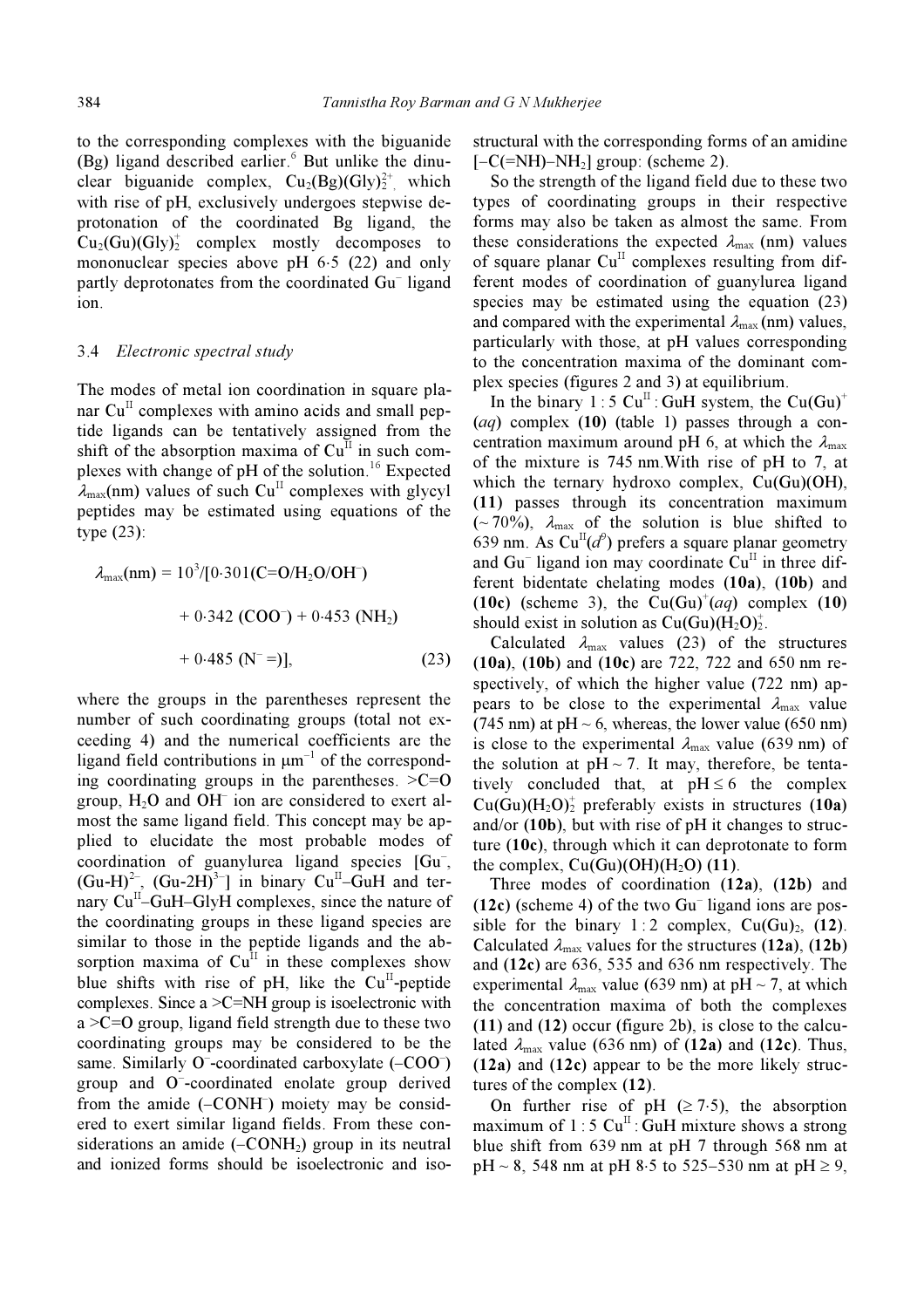to the corresponding complexes with the biguanide (Bg) ligand described earlier.[6] But unlike the dinuclear biguanide complex, $Cu_2(Bg)(Gly)_2^{2+}$, which with rise of pH, exclusively undergoes stepwise deprotonation of the coordinated Bg ligand, the $Cu_2(Gu)(Gly)_2^+$ complex mostly decomposes to mononuclear species above pH 6·5 (22) and only partly deprotonates from the coordinated $Gu^-$ ligand ion.

### 3.4 *Electronic spectral study*

The modes of metal ion coordination in square planar $Cu^{II}$ complexes with amino acids and small peptide ligands can be tentatively assigned from the shift of the absorption maxima of $Cu^{II}$ in such complexes with change of pH of the solution.[16] Expected $\lambda_{max}$(nm) values of such $Cu^{II}$ complexes with glycyl peptides may be estimated using equations of the type (23):

$$\lambda_{max}(\text{nm}) = 10^3/[0{\cdot}301(\text{C=O/H}_2\text{O/OH}^-) + 0{\cdot}342\ (\text{COO}^-) + 0{\cdot}453\ (\text{NH}_2) + 0{\cdot}485\ (\text{N}^-=)], \quad (23)$$

where the groups in the parentheses represent the number of such coordinating groups (total not exceeding 4) and the numerical coefficients are the ligand field contributions in $\mu m^{-1}$ of the corresponding coordinating groups in the parentheses. >C=O group, $H_2O$ and $OH^-$ ion are considered to exert almost the same ligand field. This concept may be applied to elucidate the most probable modes of coordination of guanylurea ligand species [$Gu^-$, $(Gu\text{-}H)^{2-}$, $(Gu\text{-}2H)^{3-}$] in binary $Cu^{II}$–GuH and ternary $Cu^{II}$–GuH–GlyH complexes, since the nature of the coordinating groups in these ligand species are similar to those in the peptide ligands and the absorption maxima of $Cu^{II}$ in these complexes show blue shifts with rise of pH, like the $Cu^{II}$-peptide complexes. Since a >C=NH group is isoelectronic with a >C=O group, ligand field strength due to these two coordinating groups may be considered to be the same. Similarly $O^-$-coordinated carboxylate ($-COO^-$) group and $O^-$-coordinated enolate group derived from the amide ($-CONH^-$) moiety may be considered to exert similar ligand fields. From these considerations an amide ($-CONH_2$) group in its neutral and ionized forms should be isoelectronic and isostructural with the corresponding forms of an amidine [$-C(=NH)-NH_2$] group: (scheme 2).

So the strength of the ligand field due to these two types of coordinating groups in their respective forms may also be taken as almost the same. From these considerations the expected $\lambda_{max}$ (nm) values of square planar $Cu^{II}$ complexes resulting from different modes of coordination of guanylurea ligand species may be estimated using the equation (23) and compared with the experimental $\lambda_{max}$ (nm) values, particularly with those, at pH values corresponding to the concentration maxima of the dominant complex species (figures 2 and 3) at equilibrium.

In the binary 1 : 5 $Cu^{II}$ : GuH system, the $Cu(Gu)^+$ (*aq*) complex (**10**) (table 1) passes through a concentration maximum around pH 6, at which the $\lambda_{max}$ of the mixture is 745 nm.With rise of pH to 7, at which the ternary hydroxo complex, Cu(Gu)(OH), (**11**) passes through its concentration maximum (~ 70%), $\lambda_{max}$ of the solution is blue shifted to 639 nm. As $Cu^{II}(d^9)$ prefers a square planar geometry and $Gu^-$ ligand ion may coordinate $Cu^{II}$ in three different bidentate chelating modes (**10a**), (**10b**) and (**10c**) (scheme 3), the $Cu(Gu)^+(aq)$ complex (**10**) should exist in solution as $Cu(Gu)(H_2O)_2^+$.

Calculated $\lambda_{max}$ values (23) of the structures (**10a**), (**10b**) and (**10c**) are 722, 722 and 650 nm respectively, of which the higher value (722 nm) appears to be close to the experimental $\lambda_{max}$ value (745 nm) at pH ~ 6, whereas, the lower value (650 nm) is close to the experimental $\lambda_{max}$ value (639 nm) of the solution at pH ~ 7. It may, therefore, be tentatively concluded that, at pH ≤ 6 the complex $Cu(Gu)(H_2O)_2^+$ preferably exists in structures (**10a**) and/or (**10b**), but with rise of pH it changes to structure (**10c**), through which it can deprotonate to form the complex, $Cu(Gu)(OH)(H_2O)$ (**11**).

Three modes of coordination (**12a**), (**12b**) and (**12c**) (scheme 4) of the two $Gu^-$ ligand ions are possible for the binary 1 : 2 complex, $Cu(Gu)_2$, (**12**). Calculated $\lambda_{max}$ values for the structures (**12a**), (**12b**) and (**12c**) are 636, 535 and 636 nm respectively. The experimental $\lambda_{max}$ value (639 nm) at pH ~ 7, at which the concentration maxima of both the complexes (**11**) and (**12**) occur (figure 2b), is close to the calculated $\lambda_{max}$ value (636 nm) of (**12a**) and (**12c**). Thus, (**12a**) and (**12c**) appear to be the more likely structures of the complex (**12**).

On further rise of pH (≥ 7·5), the absorption maximum of 1 : 5 $Cu^{II}$ : GuH mixture shows a strong blue shift from 639 nm at pH 7 through 568 nm at pH ~ 8, 548 nm at pH 8·5 to 525–530 nm at pH ≥ 9,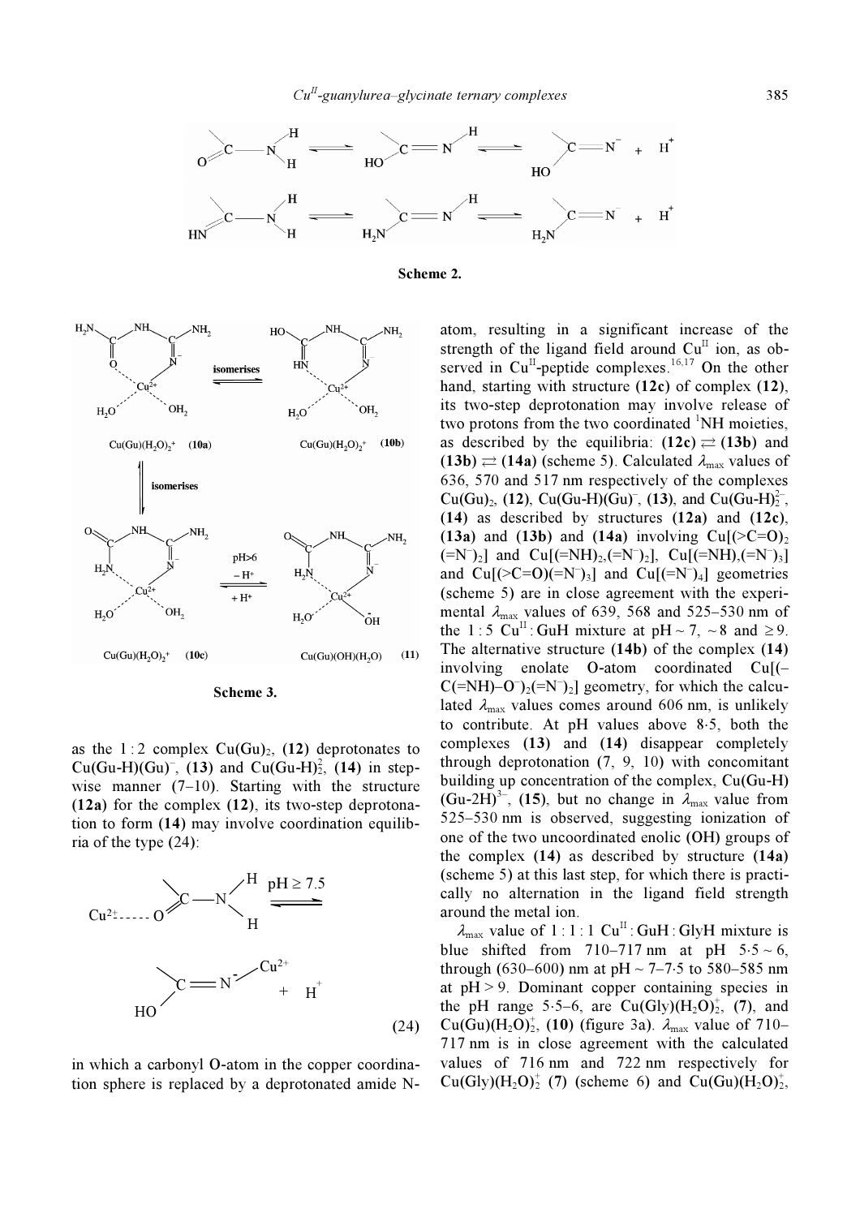Scheme 2.

Scheme 3.

as the 1 : 2 complex $Cu(Gu)_2$, **(12)** deprotonates to $Cu(Gu\text{-}H)(Gu)^-$, **(13)** and $Cu(Gu\text{-}H)_2^{2-}$, **(14)** in stepwise manner (7–10). Starting with the structure **(12a)** for the complex **(12)**, its two-step deprotonation to form **(14)** may involve coordination equilibria of the type (24):

$$Cu^{2+}\text{-----}O{=}C{-}NH_2 \overset{pH \geq 7.5}{\rightleftharpoons} HO{-}C{=}N^{-}\text{-}Cu^{2+} + H^+ \quad (24)$$

in which a carbonyl **O**-atom in the copper coordination sphere is replaced by a deprotonated amide N-atom, resulting in a significant increase of the strength of the ligand field around $Cu^{II}$ ion, as observed in $Cu^{II}$-peptide complexes.[16,17] On the other hand, starting with structure **(12c)** of complex **(12)**, its two-step deprotonation may involve release of two protons from the two coordinated $^1$NH moieties, as described by the equilibria: **(12c)** ⇄ **(13b)** and **(13b)** ⇄ **(14a)** (scheme 5). Calculated $\lambda_{max}$ values of 636, 570 and 517 nm respectively of the complexes $Cu(Gu)_2$, **(12)**, $Cu(Gu\text{-}H)(Gu)^-$, **(13)**, and $Cu(Gu\text{-}H)_2^{2-}$, **(14)** as described by structures **(12a)** and **(12c)**, **(13a)** and **(13b)** and **(14a)** involving $Cu[(>C{=}O)_2(=N^-)_2]$ and $Cu[(=NH)_2,(=N^-)_2]$, $Cu[(=NH),(=N^-)_3]$ and $Cu[(>C{=}O)(=N^-)_3]$ and $Cu[(=N^-)_4]$ geometries (scheme 5) are in close agreement with the experimental $\lambda_{max}$ values of 639, 568 and 525–530 nm of the 1 : 5 $Cu^{II}$ : GuH mixture at pH ~ 7, ~ 8 and ≥ 9. The alternative structure **(14b)** of the complex **(14)** involving enolate **O**-atom coordinated $Cu[(-C(=NH)-O^-)_2(=N^-)_2]$ geometry, for which the calculated $\lambda_{max}$ values comes around 606 nm, is unlikely to contribute. At pH values above 8·5, both the complexes **(13)** and **(14)** disappear completely through deprotonation (7, 9, 10) with concomitant building up concentration of the complex, $Cu(Gu\text{-}H)(Gu\text{-}2H)^{3-}$, **(15)**, but no change in $\lambda_{max}$ value from 525–530 nm is observed, suggesting ionization of one of the two uncoordinated enolic **(OH)** groups of the complex **(14)** as described by structure **(14a)** (scheme 5) at this last step, for which there is practically no alternation in the ligand field strength around the metal ion.

$\lambda_{max}$ value of 1 : 1 : 1 $Cu^{II}$ : GuH : GlyH mixture is blue shifted from 710–717 nm at pH 5·5 ~ 6, through (630–600) nm at pH ~ 7–7·5 to 580–585 nm at pH > 9. Dominant copper containing species in the pH range 5·5–6, are $Cu(Gly)(H_2O)_2^+$, **(7)**, and $Cu(Gu)(H_2O)_2^+$, **(10)** (figure 3a). $\lambda_{max}$ value of 710–717 nm is in close agreement with the calculated values of 716 nm and 722 nm respectively for $Cu(Gly)(H_2O)_2^+$ **(7)** (scheme 6) and $Cu(Gu)(H_2O)_2^+$,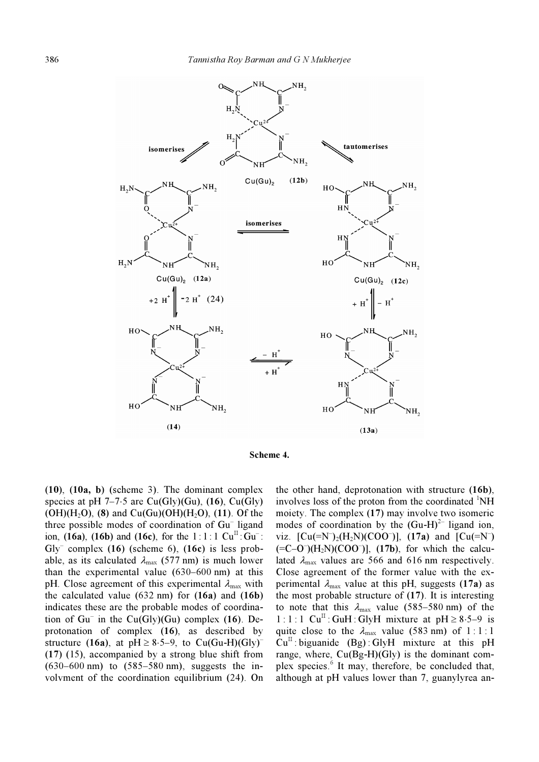**Scheme 4.**

(10), (10a, b) (scheme 3). The dominant complex species at pH 7–7·5 are Cu(Gly)(Gu), (16), Cu(Gly)(OH)($H_2O$), (8) and Cu(Gu)(OH)($H_2O$), (11). Of the three possible modes of coordination of $Gu^-$ ligand ion, (16a), (16b) and (16c), for the 1 : 1 : 1 $Cu^{II}$ : $Gu^-$ : $Gly^-$ complex (16) (scheme 6), (16c) is less probable, as its calculated $\lambda_{max}$ (577 nm) is much lower than the experimental value (630–600 nm) at this pH. Close agreement of this experimental $\lambda_{max}$ with the calculated value (632 nm) for (16a) and (16b) indicates these are the probable modes of coordination of $Gu^-$ in the Cu(Gly)(Gu) complex (16). Deprotonation of complex (16), as described by structure (16a), at pH ≥ 8·5–9, to $Cu(Gu\text{-}H)(Gly)^-$ (17) (15), accompanied by a strong blue shift from (630–600 nm) to (585–580 nm), suggests the involvment of the coordination equilibrium (24). On the other hand, deprotonation with structure (16b), involves loss of the proton from the coordinated [1]NH moiety. The complex (17) may involve two isomeric modes of coordination by the $(Gu\text{-}H)^{2-}$ ligand ion, viz. $[Cu(=N^-)_2(H_2N)(COO^-)]$, (17a) and $[Cu(=N^-)(=C\text{–}O^-)(H_2N)(COO^-)]$, (17b), for which the calculated $\lambda_{max}$ values are 566 and 616 nm respectively. Close agreement of the former value with the experimental $\lambda_{max}$ value at this pH, suggests (17a) as the most probable structure of (17). It is interesting to note that this $\lambda_{max}$ value (585–580 nm) of the 1 : 1 : 1 $Cu^{II}$ : GuH : GlyH mixture at pH ≥ 8·5–9 is quite close to the $\lambda_{max}$ value (583 nm) of 1 : 1 : 1 $Cu^{II}$ : biguanide (Bg) : GlyH mixture at this pH range, where, Cu(Bg-H)(Gly) is the dominant complex species.[6] It may, therefore, be concluded that, although at pH values lower than 7, guanylyrea an-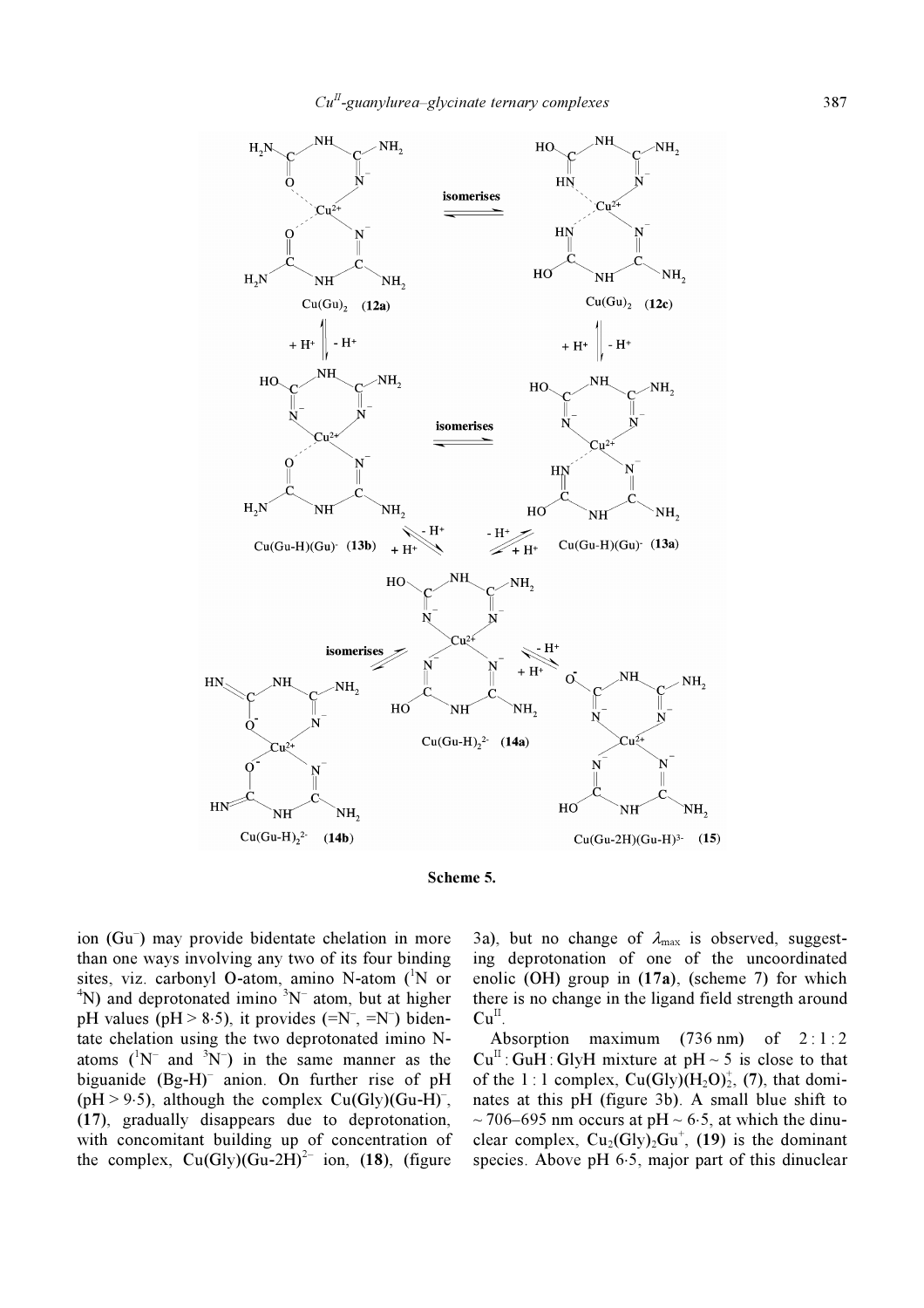**Scheme 5.**

ion ($Gu^-$) may provide bidentate chelation in more than one ways involving any two of its four binding sites, viz. carbonyl O-atom, amino N-atom ($^1N$ or $^4N$) and deprotonated imino $^3N^-$ atom, but at higher pH values (pH > 8·5), it provides ($=N^-$, $=N^-$) bidentate chelation using the two deprotonated imino N-atoms ($^1N^-$ and $^3N^-$) in the same manner as the biguanide $(Bg\text{-}H)^-$ anion. On further rise of pH (pH > 9·5), although the complex $Cu(Gly)(Gu\text{-}H)^-$, (**17**), gradually disappears due to deprotonation, with concomitant building up of concentration of the complex, $Cu(Gly)(Gu\text{-}2H)^{2-}$ ion, (**18**), (figure 3a), but no change of $\lambda_{max}$ is observed, suggesting deprotonation of one of the uncoordinated enolic (OH) group in (**17a**), (scheme 7) for which there is no change in the ligand field strength around $Cu^{II}$.

Absorption maximum (736 nm) of 2 : 1 : 2 $Cu^{II}$ : GuH : GlyH mixture at pH ~ 5 is close to that of the 1 : 1 complex, $Cu(Gly)(H_2O)_2^+$, (**7**), that dominates at this pH (figure 3b). A small blue shift to ~ 706–695 nm occurs at pH ~ 6·5, at which the dinuclear complex, $Cu_2(Gly)_2Gu^+$, (**19**) is the dominant species. Above pH 6·5, major part of this dinuclear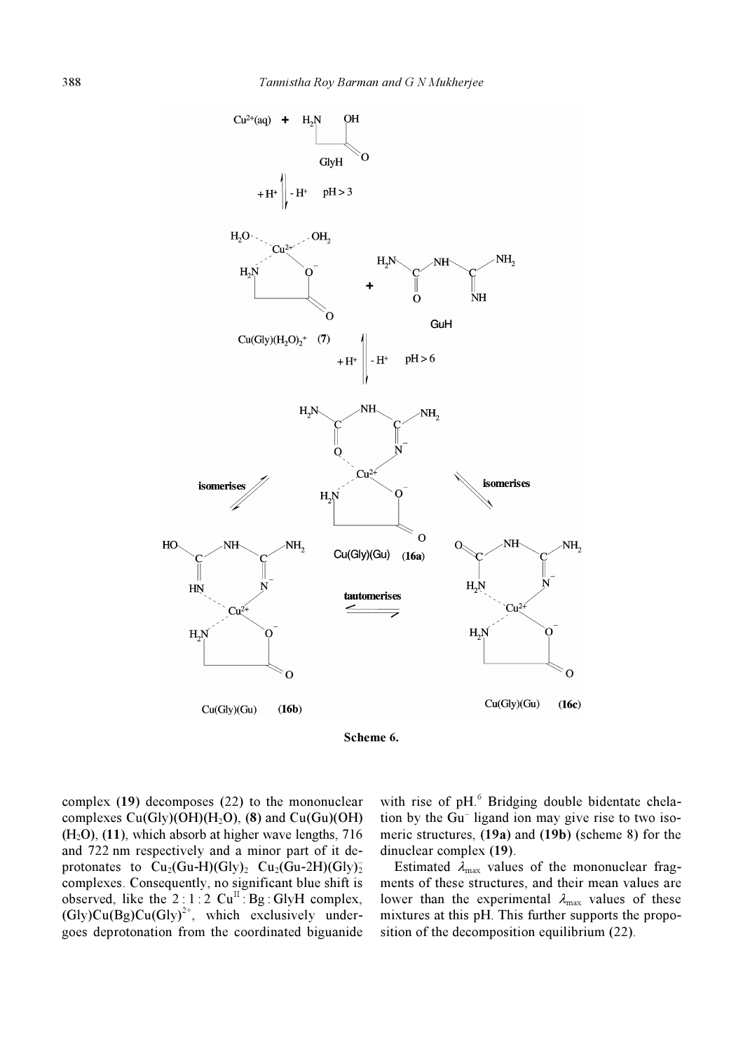**Scheme 6.**

complex (**19**) decomposes (22) to the mononuclear complexes $Cu(Gly)(OH)(H_2O)$, (**8**) and $Cu(Gu)(OH)(H_2O)$, (**11**), which absorb at higher wave lengths, 716 and 722 nm respectively and a minor part of it deprotonates to $Cu_2(Gu\text{-}H)(Gly)_2$ $Cu_2(Gu\text{-}2H)(Gly)_2^-$ complexes. Consequently, no significant blue shift is observed, like the 2 : 1 : 2 $Cu^{II}$ : Bg : GlyH complex, $(Gly)Cu(Bg)Cu(Gly)^{2+}$, which exclusively undergoes deprotonation from the coordinated biguanide with rise of pH.[6] Bridging double bidentate chelation by the $Gu^-$ ligand ion may give rise to two isomeric structures, (**19a**) and (**19b**) (scheme 8) for the dinuclear complex (**19**).

Estimated $\lambda_{max}$ values of the mononuclear fragments of these structures, and their mean values are lower than the experimental $\lambda_{max}$ values of these mixtures at this pH. This further supports the proposition of the decomposition equilibrium (22).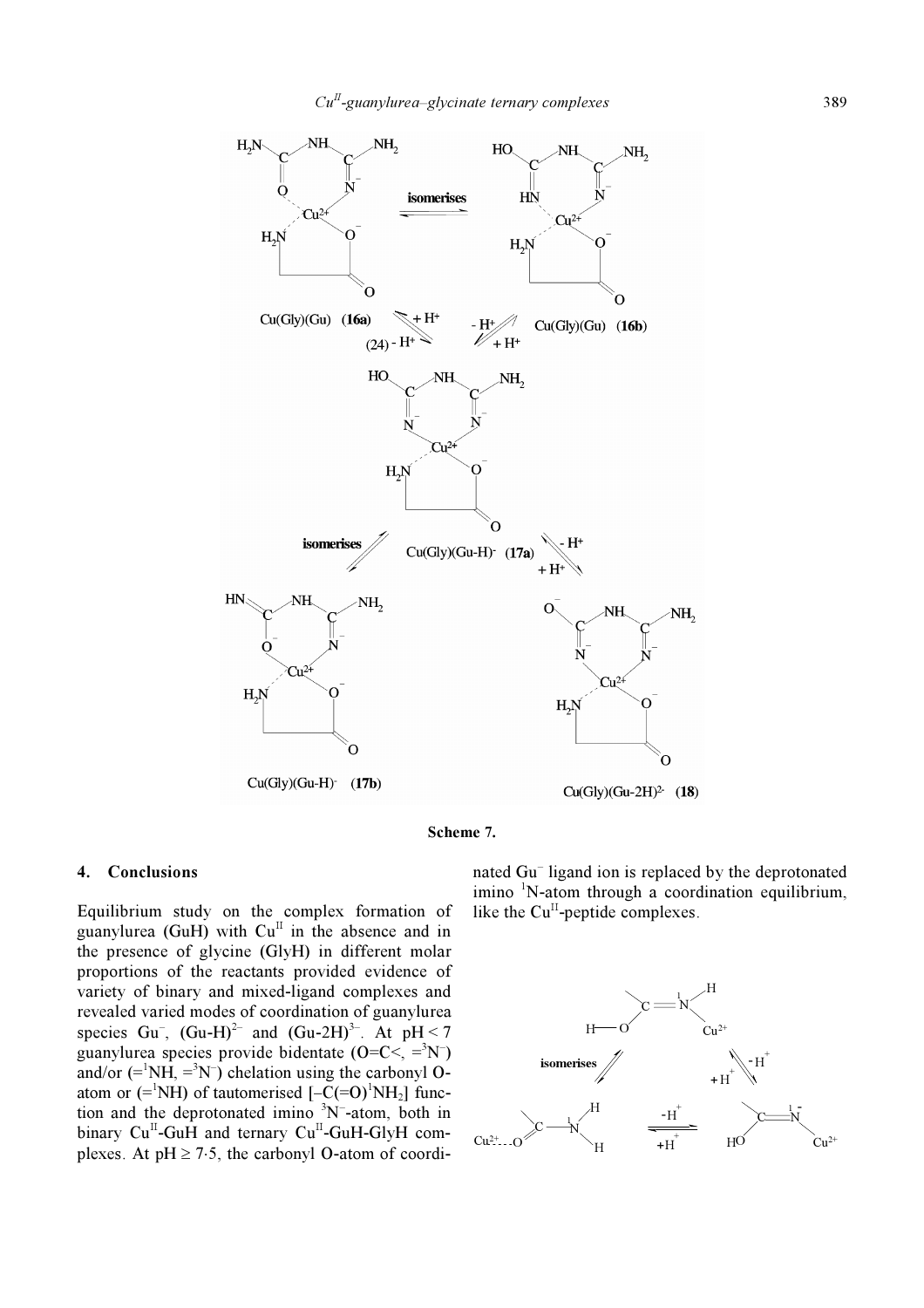Scheme 7.

## 4. Conclusions

Equilibrium study on the complex formation of guanylurea (GuH) with $Cu^{II}$ in the absence and in the presence of glycine (GlyH) in different molar proportions of the reactants provided evidence of variety of binary and mixed-ligand complexes and revealed varied modes of coordination of guanylurea species $Gu^{-}$, $(Gu\text{-}H)^{2-}$ and $(Gu\text{-}2H)^{3-}$. At pH < 7 guanylurea species provide bidentate (O=C<, $={}^{3}N^{-}$) and/or ($={}^{1}NH$, $={}^{3}N^{-}$) chelation using the carbonyl O-atom or ($={}^{1}NH$) of tautomerised [$-C(=O){}^{1}NH_2$] function and the deprotonated imino ${}^{3}N^{-}$-atom, both in binary $Cu^{II}$-GuH and ternary $Cu^{II}$-GuH-GlyH complexes. At pH $\geq$ 7·5, the carbonyl O-atom of coordinated $Gu^{-}$ ligand ion is replaced by the deprotonated imino ${}^{1}N$-atom through a coordination equilibrium, like the $Cu^{II}$-peptide complexes.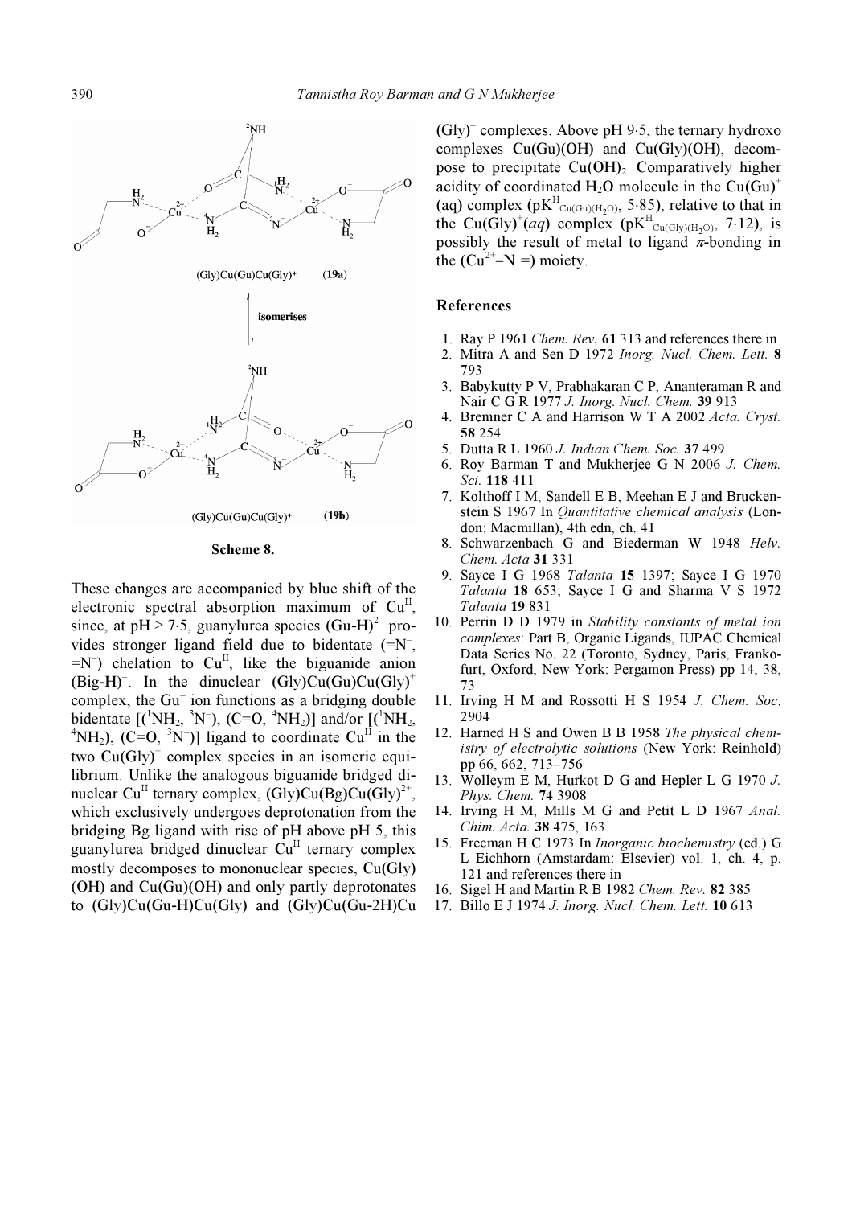(Gly)Cu(Gu)Cu(Gly)$^{+}$ (19a)

isomerises

(Gly)Cu(Gu)Cu(Gly)$^{+}$ (19b)

**Scheme 8.**

These changes are accompanied by blue shift of the electronic spectral absorption maximum of $Cu^{II}$, since, at pH ≥ 7·5, guanylurea species $(Gu\text{-}H)^{2-}$ provides stronger ligand field due to bidentate ($=N^-$, $=N^-$) chelation to $Cu^{II}$, like the biguanide anion $(Big\text{-}H)^-$. In the dinuclear $(Gly)Cu(Gu)Cu(Gly)^+$ complex, the $Gu^-$ ion functions as a bridging double bidentate [($^1NH_2$, $^3N^-$), (C=O, $^4NH_2$)] and/or [($^1NH_2$, $^4NH_2$), (C=O, $^3N^-$)] ligand to coordinate $Cu^{II}$ in the two $Cu(Gly)^+$ complex species in an isomeric equilibrium. Unlike the analogous biguanide bridged dinuclear $Cu^{II}$ ternary complex, $(Gly)Cu(Bg)Cu(Gly)^{2+}$, which exclusively undergoes deprotonation from the bridging Bg ligand with rise of pH above pH 5, this guanylurea bridged dinuclear $Cu^{II}$ ternary complex mostly decomposes to mononuclear species, Cu(Gly)(OH) and Cu(Gu)(OH) and only partly deprotonates to (Gly)Cu(Gu-H)Cu(Gly) and (Gly)Cu(Gu-2H)Cu(Gly)$^-$ complexes. Above pH 9·5, the ternary hydroxo complexes Cu(Gu)(OH) and Cu(Gly)(OH), decompose to precipitate $Cu(OH)_2$. Comparatively higher acidity of coordinated $H_2O$ molecule in the $Cu(Gu)^+$ (aq) complex ($pK^H_{Cu(Gu)(H_2O)}$, 5·85), relative to that in the $Cu(Gly)^+(aq)$ complex ($pK^H_{Cu(Gly)(H_2O)}$, 7·12), is possibly the result of metal to ligand $\pi$-bonding in the ($Cu^{2+}$–$N^-$=) moiety.

## References

1. Ray P 1961 *Chem. Rev.* **61** 313 and references there in
2. Mitra A and Sen D 1972 *Inorg. Nucl. Chem. Lett.* **8** 793
3. Babykutty P V, Prabhakaran C P, Ananteraman R and Nair C G R 1977 *J. Inorg. Nucl. Chem.* **39** 913
4. Bremner C A and Harrison W T A 2002 *Acta. Cryst.* **58** 254
5. Dutta R L 1960 *J. Indian Chem. Soc.* **37** 499
6. Roy Barman T and Mukherjee G N 2006 *J. Chem. Sci.* **118** 411
7. Kolthoff I M, Sandell E B, Meehan E J and Bruckenstein S 1967 In *Quantitative chemical analysis* (London: Macmillan), 4th edn, ch. 41
8. Schwarzenbach G and Biederman W 1948 *Helv. Chem. Acta* **31** 331
9. Sayce I G 1968 *Talanta* **15** 1397; Sayce I G 1970 *Talanta* **18** 653; Sayce I G and Sharma V S 1972 *Talanta* **19** 831
10. Perrin D D 1979 in *Stability constants of metal ion complexes*: Part B, Organic Ligands, IUPAC Chemical Data Series No. 22 (Toronto, Sydney, Paris, Frankofurt, Oxford, New York: Pergamon Press) pp 14, 38, 73
11. Irving H M and Rossotti H S 1954 *J. Chem. Soc.* 2904
12. Harned H S and Owen B B 1958 *The physical chemistry of electrolytic solutions* (New York: Reinhold) pp 66, 662, 713–756
13. Wolleym E M, Hurkot D G and Hepler L G 1970 *J. Phys. Chem.* **74** 3908
14. Irving H M, Mills M G and Petit L D 1967 *Anal. Chim. Acta.* **38** 475, 163
15. Freeman H C 1973 In *Inorganic biochemistry* (ed.) G L Eichhorn (Amstardam: Elsevier) vol. 1, ch. 4, p. 121 and references there in
16. Sigel H and Martin R B 1982 *Chem. Rev.* **82** 385
17. Billo E J 1974 *J. Inorg. Nucl. Chem. Lett.* **10** 613